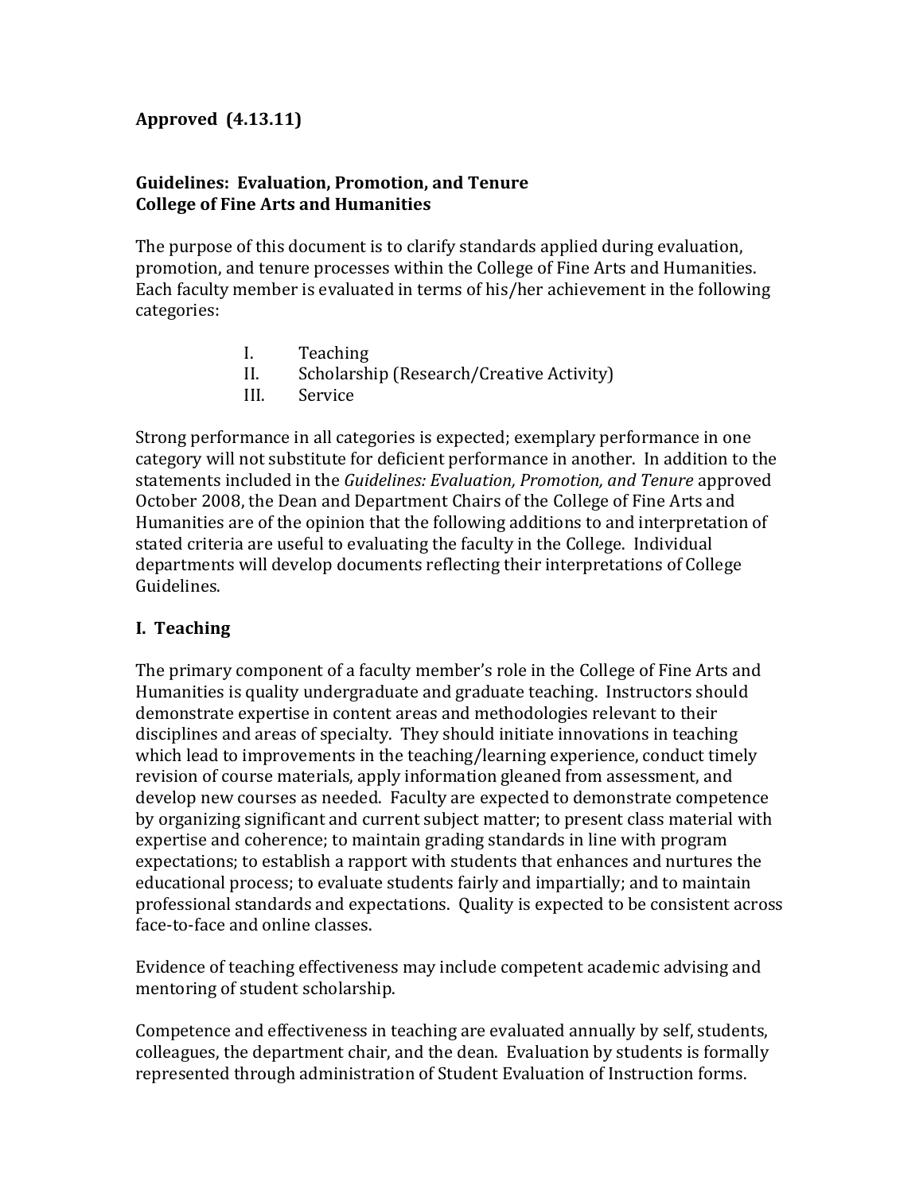**Approved (4.13.11)**

## Guidelines: Evaluation, Promotion, and Tenure
## College of Fine Arts and Humanities

The purpose of this document is to clarify standards applied during evaluation, promotion, and tenure processes within the College of Fine Arts and Humanities. Each faculty member is evaluated in terms of his/her achievement in the following categories:

I. Teaching
II. Scholarship (Research/Creative Activity)
III. Service

Strong performance in all categories is expected; exemplary performance in one category will not substitute for deficient performance in another. In addition to the statements included in the *Guidelines: Evaluation, Promotion, and Tenure* approved October 2008, the Dean and Department Chairs of the College of Fine Arts and Humanities are of the opinion that the following additions to and interpretation of stated criteria are useful to evaluating the faculty in the College. Individual departments will develop documents reflecting their interpretations of College Guidelines.

### I. Teaching

The primary component of a faculty member's role in the College of Fine Arts and Humanities is quality undergraduate and graduate teaching. Instructors should demonstrate expertise in content areas and methodologies relevant to their disciplines and areas of specialty. They should initiate innovations in teaching which lead to improvements in the teaching/learning experience, conduct timely revision of course materials, apply information gleaned from assessment, and develop new courses as needed. Faculty are expected to demonstrate competence by organizing significant and current subject matter; to present class material with expertise and coherence; to maintain grading standards in line with program expectations; to establish a rapport with students that enhances and nurtures the educational process; to evaluate students fairly and impartially; and to maintain professional standards and expectations. Quality is expected to be consistent across face-to-face and online classes.

Evidence of teaching effectiveness may include competent academic advising and mentoring of student scholarship.

Competence and effectiveness in teaching are evaluated annually by self, students, colleagues, the department chair, and the dean. Evaluation by students is formally represented through administration of Student Evaluation of Instruction forms.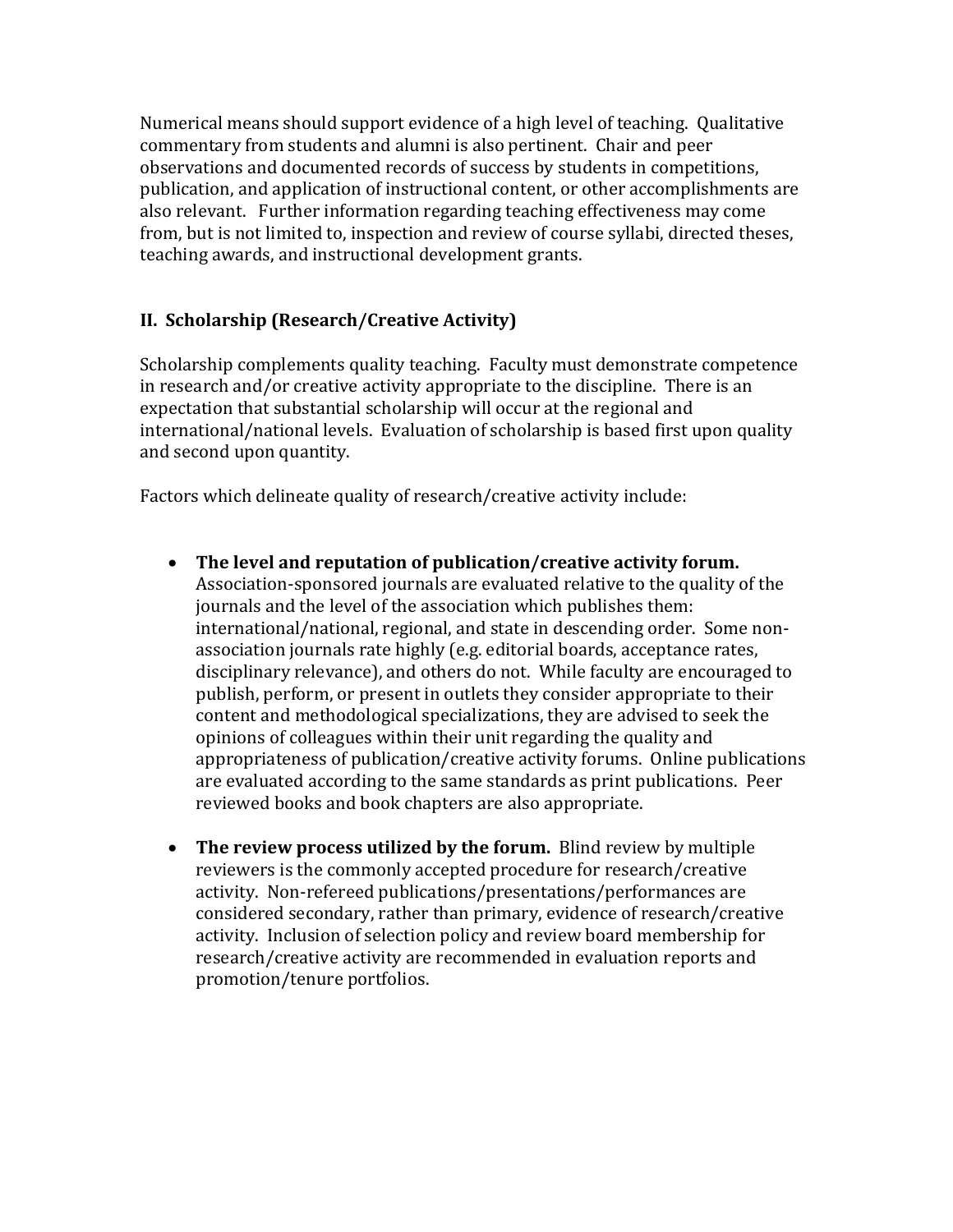Numerical means should support evidence of a high level of teaching. Qualitative commentary from students and alumni is also pertinent. Chair and peer observations and documented records of success by students in competitions, publication, and application of instructional content, or other accomplishments are also relevant. Further information regarding teaching effectiveness may come from, but is not limited to, inspection and review of course syllabi, directed theses, teaching awards, and instructional development grants.

## II. Scholarship (Research/Creative Activity)

Scholarship complements quality teaching. Faculty must demonstrate competence in research and/or creative activity appropriate to the discipline. There is an expectation that substantial scholarship will occur at the regional and international/national levels. Evaluation of scholarship is based first upon quality and second upon quantity.

Factors which delineate quality of research/creative activity include:

- **The level and reputation of publication/creative activity forum.** Association-sponsored journals are evaluated relative to the quality of the journals and the level of the association which publishes them: international/national, regional, and state in descending order. Some non-association journals rate highly (e.g. editorial boards, acceptance rates, disciplinary relevance), and others do not. While faculty are encouraged to publish, perform, or present in outlets they consider appropriate to their content and methodological specializations, they are advised to seek the opinions of colleagues within their unit regarding the quality and appropriateness of publication/creative activity forums. Online publications are evaluated according to the same standards as print publications. Peer reviewed books and book chapters are also appropriate.

- **The review process utilized by the forum.** Blind review by multiple reviewers is the commonly accepted procedure for research/creative activity. Non-refereed publications/presentations/performances are considered secondary, rather than primary, evidence of research/creative activity. Inclusion of selection policy and review board membership for research/creative activity are recommended in evaluation reports and promotion/tenure portfolios.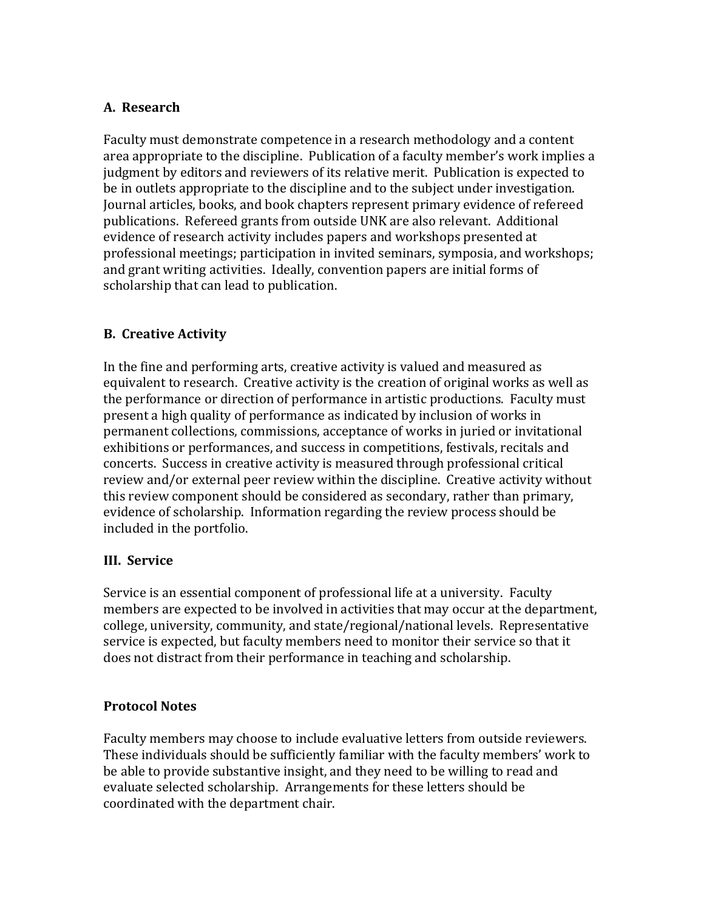### A. Research

Faculty must demonstrate competence in a research methodology and a content area appropriate to the discipline. Publication of a faculty member's work implies a judgment by editors and reviewers of its relative merit. Publication is expected to be in outlets appropriate to the discipline and to the subject under investigation. Journal articles, books, and book chapters represent primary evidence of refereed publications. Refereed grants from outside UNK are also relevant. Additional evidence of research activity includes papers and workshops presented at professional meetings; participation in invited seminars, symposia, and workshops; and grant writing activities. Ideally, convention papers are initial forms of scholarship that can lead to publication.

### B. Creative Activity

In the fine and performing arts, creative activity is valued and measured as equivalent to research. Creative activity is the creation of original works as well as the performance or direction of performance in artistic productions. Faculty must present a high quality of performance as indicated by inclusion of works in permanent collections, commissions, acceptance of works in juried or invitational exhibitions or performances, and success in competitions, festivals, recitals and concerts. Success in creative activity is measured through professional critical review and/or external peer review within the discipline. Creative activity without this review component should be considered as secondary, rather than primary, evidence of scholarship. Information regarding the review process should be included in the portfolio.

## III. Service

Service is an essential component of professional life at a university. Faculty members are expected to be involved in activities that may occur at the department, college, university, community, and state/regional/national levels. Representative service is expected, but faculty members need to monitor their service so that it does not distract from their performance in teaching and scholarship.

## Protocol Notes

Faculty members may choose to include evaluative letters from outside reviewers. These individuals should be sufficiently familiar with the faculty members' work to be able to provide substantive insight, and they need to be willing to read and evaluate selected scholarship. Arrangements for these letters should be coordinated with the department chair.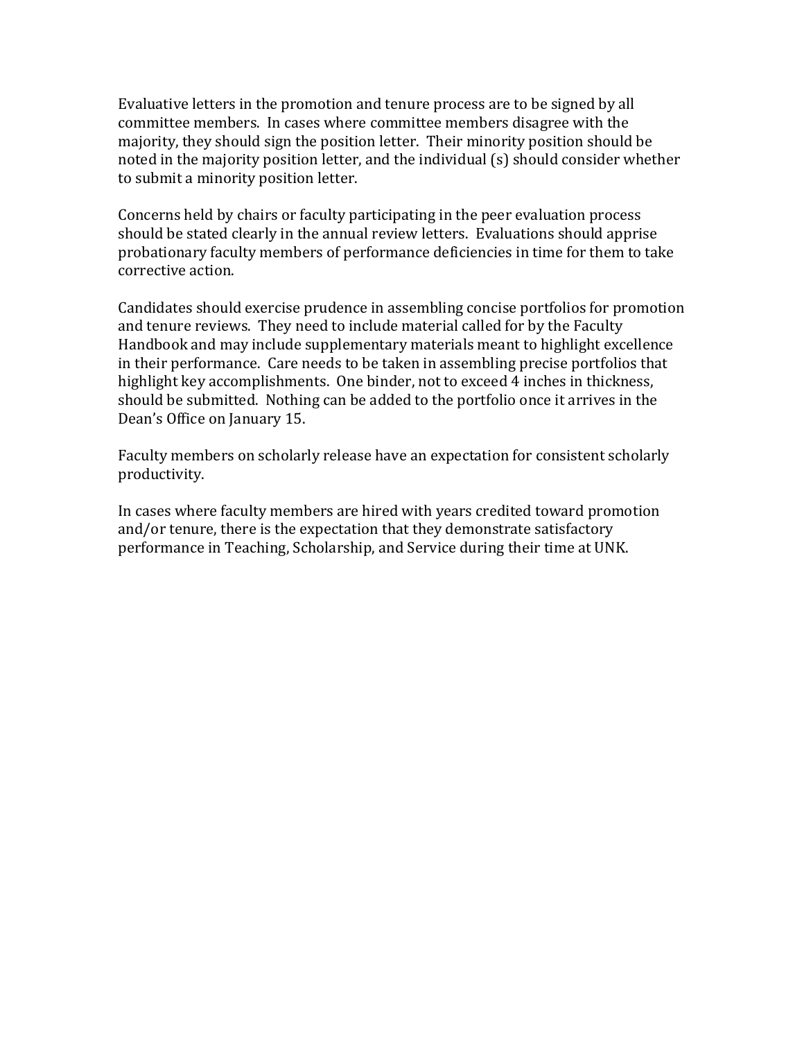Evaluative letters in the promotion and tenure process are to be signed by all committee members. In cases where committee members disagree with the majority, they should sign the position letter. Their minority position should be noted in the majority position letter, and the individual (s) should consider whether to submit a minority position letter.

Concerns held by chairs or faculty participating in the peer evaluation process should be stated clearly in the annual review letters. Evaluations should apprise probationary faculty members of performance deficiencies in time for them to take corrective action.

Candidates should exercise prudence in assembling concise portfolios for promotion and tenure reviews. They need to include material called for by the Faculty Handbook and may include supplementary materials meant to highlight excellence in their performance. Care needs to be taken in assembling precise portfolios that highlight key accomplishments. One binder, not to exceed 4 inches in thickness, should be submitted. Nothing can be added to the portfolio once it arrives in the Dean's Office on January 15.

Faculty members on scholarly release have an expectation for consistent scholarly productivity.

In cases where faculty members are hired with years credited toward promotion and/or tenure, there is the expectation that they demonstrate satisfactory performance in Teaching, Scholarship, and Service during their time at UNK.